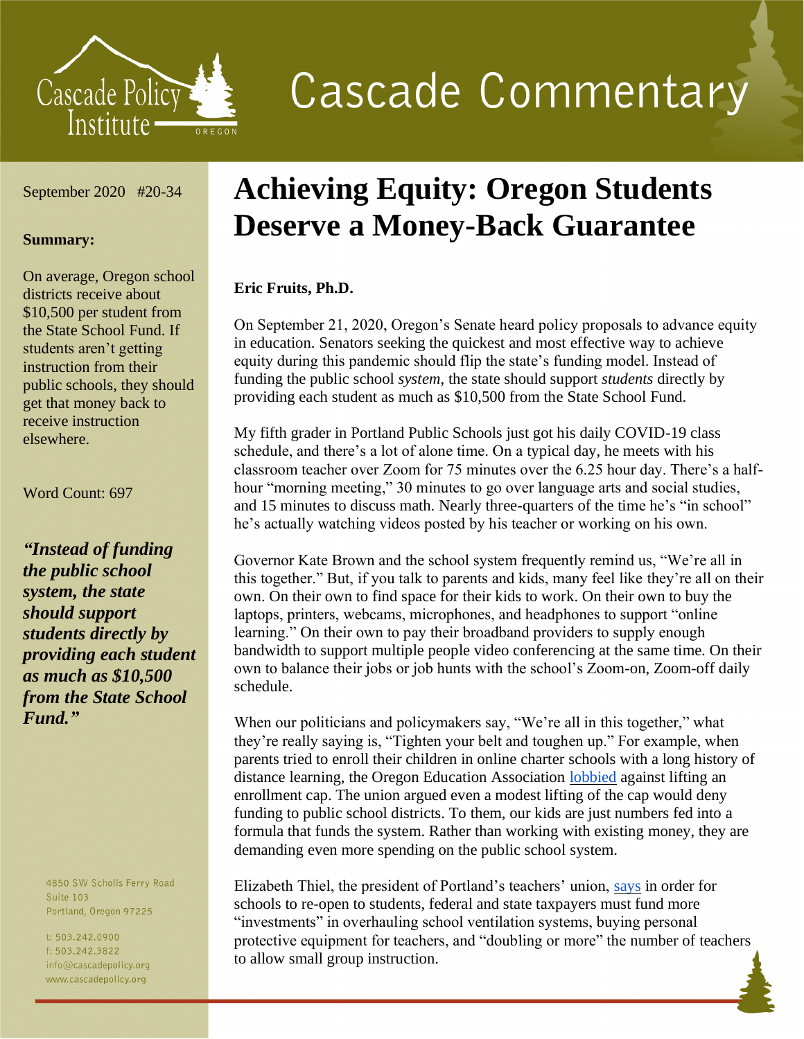Cascade Policy Institute — Oregon

# Cascade Commentary

September 2020 #20-34

**Summary:**

On average, Oregon school districts receive about $10,500 per student from the State School Fund. If students aren't getting instruction from their public schools, they should get that money back to receive instruction elsewhere.

Word Count: 697

***"Instead of funding the public school system, the state should support students directly by providing each student as much as $10,500 from the State School Fund."***

4850 SW Scholls Ferry Road
Suite 103
Portland, Oregon 97225

t: 503.242.0900
f: 503.242.3822
info@cascadepolicy.org
www.cascadepolicy.org

# Achieving Equity: Oregon Students Deserve a Money-Back Guarantee

**Eric Fruits, Ph.D.**

On September 21, 2020, Oregon's Senate heard policy proposals to advance equity in education. Senators seeking the quickest and most effective way to achieve equity during this pandemic should flip the state's funding model. Instead of funding the public school *system*, the state should support *students* directly by providing each student as much as $10,500 from the State School Fund.

My fifth grader in Portland Public Schools just got his daily COVID-19 class schedule, and there's a lot of alone time. On a typical day, he meets with his classroom teacher over Zoom for 75 minutes over the 6.25 hour day. There's a half-hour "morning meeting," 30 minutes to go over language arts and social studies, and 15 minutes to discuss math. Nearly three-quarters of the time he's "in school" he's actually watching videos posted by his teacher or working on his own.

Governor Kate Brown and the school system frequently remind us, "We're all in this together." But, if you talk to parents and kids, many feel like they're all on their own. On their own to find space for their kids to work. On their own to buy the laptops, printers, webcams, microphones, and headphones to support "online learning." On their own to pay their broadband providers to supply enough bandwidth to support multiple people video conferencing at the same time. On their own to balance their jobs or job hunts with the school's Zoom-on, Zoom-off daily schedule.

When our politicians and policymakers say, "We're all in this together," what they're really saying is, "Tighten your belt and toughen up." For example, when parents tried to enroll their children in online charter schools with a long history of distance learning, the Oregon Education Association lobbied against lifting an enrollment cap. The union argued even a modest lifting of the cap would deny funding to public school districts. To them, our kids are just numbers fed into a formula that funds the system. Rather than working with existing money, they are demanding even more spending on the public school system.

Elizabeth Thiel, the president of Portland's teachers' union, says in order for schools to re-open to students, federal and state taxpayers must fund more "investments" in overhauling school ventilation systems, buying personal protective equipment for teachers, and "doubling or more" the number of teachers to allow small group instruction.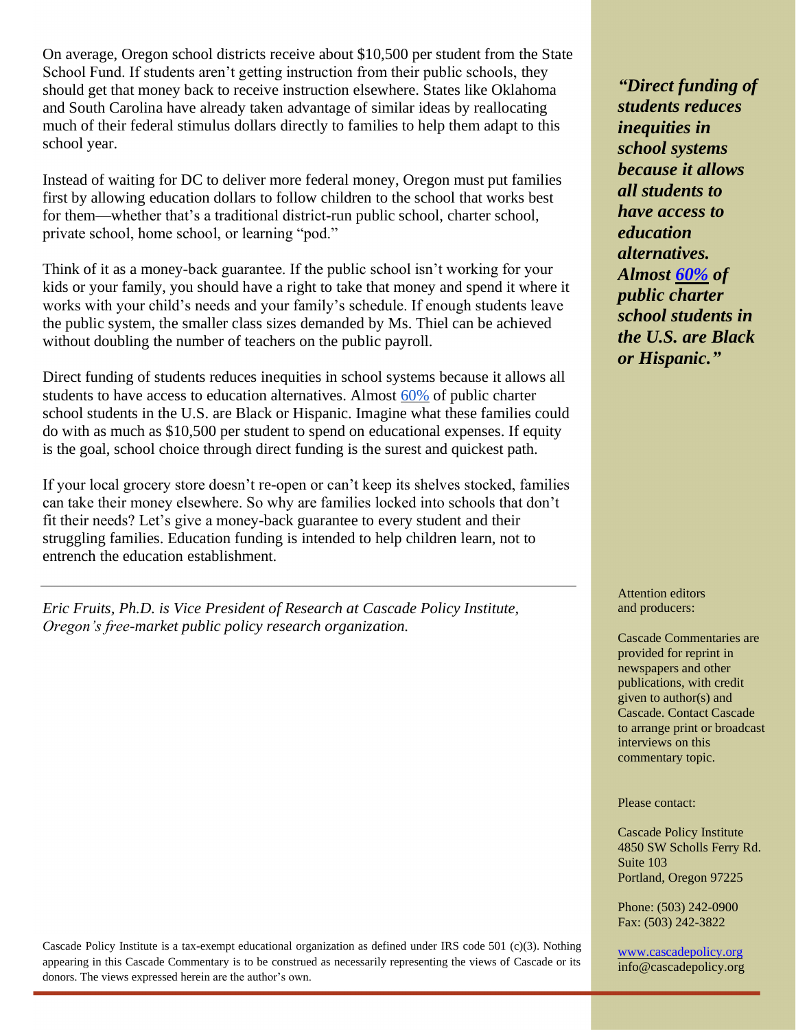On average, Oregon school districts receive about $10,500 per student from the State School Fund. If students aren't getting instruction from their public schools, they should get that money back to receive instruction elsewhere. States like Oklahoma and South Carolina have already taken advantage of similar ideas by reallocating much of their federal stimulus dollars directly to families to help them adapt to this school year.

Instead of waiting for DC to deliver more federal money, Oregon must put families first by allowing education dollars to follow children to the school that works best for them—whether that's a traditional district-run public school, charter school, private school, home school, or learning "pod."

Think of it as a money-back guarantee. If the public school isn't working for your kids or your family, you should have a right to take that money and spend it where it works with your child's needs and your family's schedule. If enough students leave the public system, the smaller class sizes demanded by Ms. Thiel can be achieved without doubling the number of teachers on the public payroll.

Direct funding of students reduces inequities in school systems because it allows all students to have access to education alternatives. Almost 60% of public charter school students in the U.S. are Black or Hispanic. Imagine what these families could do with as much as $10,500 per student to spend on educational expenses. If equity is the goal, school choice through direct funding is the surest and quickest path.

If your local grocery store doesn't re-open or can't keep its shelves stocked, families can take their money elsewhere. So why are families locked into schools that don't fit their needs? Let's give a money-back guarantee to every student and their struggling families. Education funding is intended to help children learn, not to entrench the education establishment.

---

*Eric Fruits, Ph.D. is Vice President of Research at Cascade Policy Institute, Oregon's free-market public policy research organization.*

***"Direct funding of students reduces inequities in school systems because it allows all students to have access to education alternatives. Almost 60% of public charter school students in the U.S. are Black or Hispanic."***

Attention editors and producers:

Cascade Commentaries are provided for reprint in newspapers and other publications, with credit given to author(s) and Cascade. Contact Cascade to arrange print or broadcast interviews on this commentary topic.

Please contact:

Cascade Policy Institute
4850 SW Scholls Ferry Rd.
Suite 103
Portland, Oregon 97225

Phone: (503) 242-0900
Fax: (503) 242-3822

www.cascadepolicy.org
info@cascadepolicy.org

Cascade Policy Institute is a tax-exempt educational organization as defined under IRS code 501 (c)(3). Nothing appearing in this Cascade Commentary is to be construed as necessarily representing the views of Cascade or its donors. The views expressed herein are the author's own.